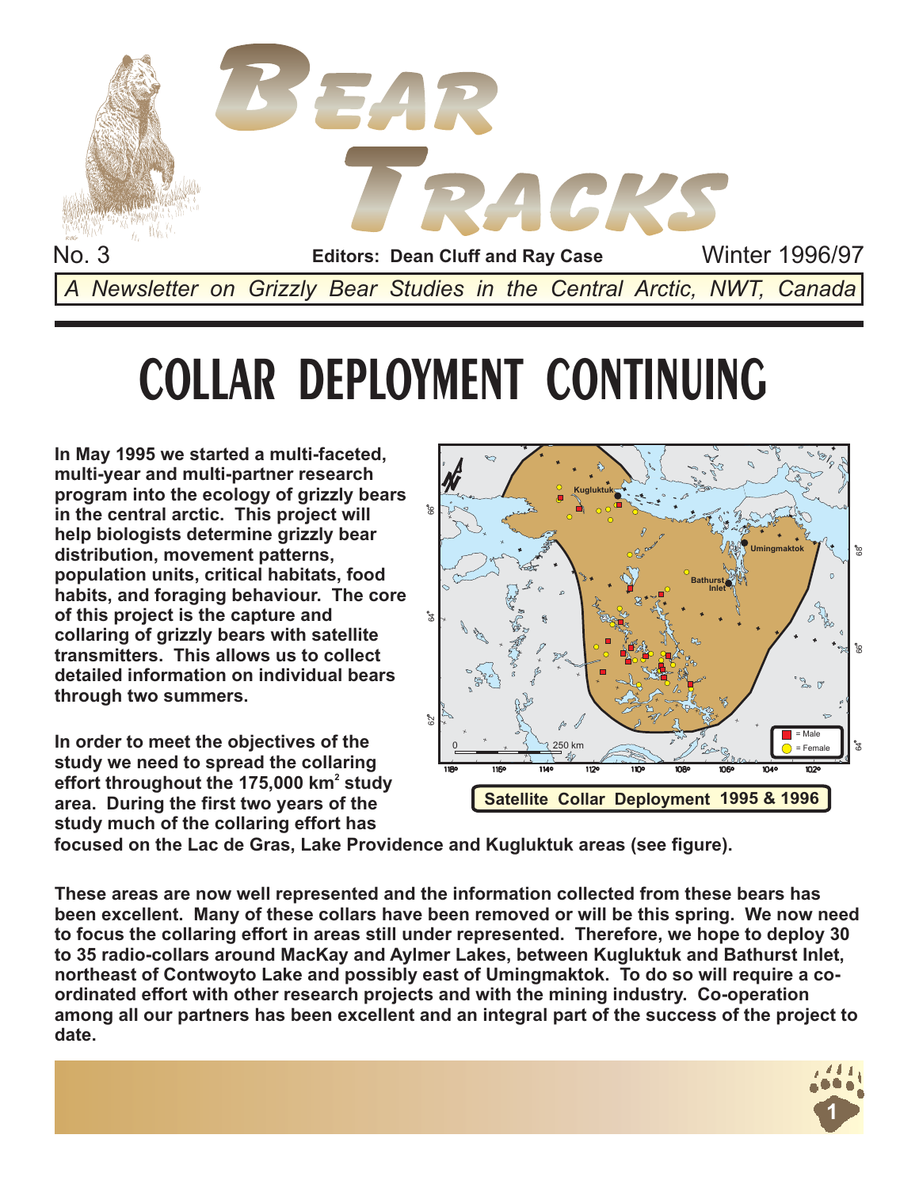# Bear Tracks

No. 3 — **Editors: Dean Cluff and Ray Case** — Winter 1996/97

*A Newsletter on Grizzly Bear Studies in the Central Arctic, NWT, Canada*

# COLLAR DEPLOYMENT CONTINUING

**In May 1995 we started a multi-faceted, multi-year and multi-partner research program into the ecology of grizzly bears in the central arctic. This project will help biologists determine grizzly bear distribution, movement patterns, population units, critical habitats, food habits, and foraging behaviour. The core of this project is the capture and collaring of grizzly bears with satellite transmitters. This allows us to collect detailed information on individual bears through two summers.**

**In order to meet the objectives of the study we need to spread the collaring effort throughout the 175,000 km$^2$ study area. During the first two years of the study much of the collaring effort has focused on the Lac de Gras, Lake Providence and Kugluktuk areas (see figure).**

**Satellite Collar Deployment 1995 & 1996**

**These areas are now well represented and the information collected from these bears has been excellent. Many of these collars have been removed or will be this spring. We now need to focus the collaring effort in areas still under represented. Therefore, we hope to deploy 30 to 35 radio-collars around MacKay and Aylmer Lakes, between Kugluktuk and Bathurst Inlet, northeast of Contwoyto Lake and possibly east of Umingmaktok. To do so will require a co-ordinated effort with other research projects and with the mining industry. Co-operation among all our partners has been excellent and an integral part of the success of the project to date.**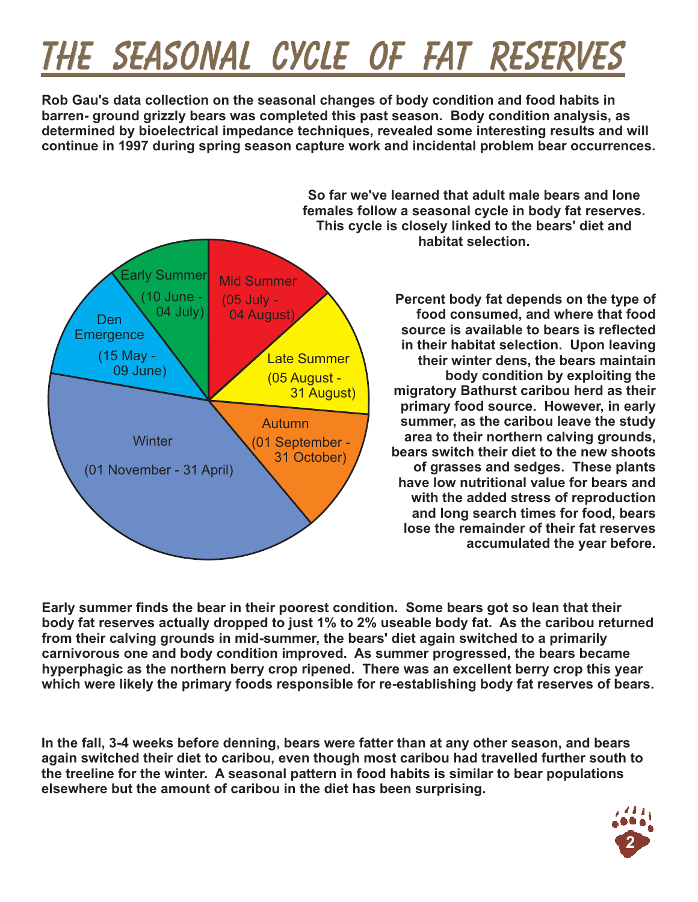# THE SEASONAL CYCLE OF FAT RESERVES

**Rob Gau's data collection on the seasonal changes of body condition and food habits in barren- ground grizzly bears was completed this past season. Body condition analysis, as determined by bioelectrical impedance techniques, revealed some interesting results and will continue in 1997 during spring season capture work and incidental problem bear occurrences.**

**So far we've learned that adult male bears and lone females follow a seasonal cycle in body fat reserves. This cycle is closely linked to the bears' diet and habitat selection.**

Early Summer (10 June - 04 July)

Mid Summer (05 July - 04 August)

Late Summer (05 August - 31 August)

Autumn (01 September - 31 October)

Winter (01 November - 31 April)

Den Emergence (15 May - 09 June)

**Percent body fat depends on the type of food consumed, and where that food source is available to bears is reflected in their habitat selection. Upon leaving their winter dens, the bears maintain body condition by exploiting the migratory Bathurst caribou herd as their primary food source. However, in early summer, as the caribou leave the study area to their northern calving grounds, bears switch their diet to the new shoots of grasses and sedges. These plants have low nutritional value for bears and with the added stress of reproduction and long search times for food, bears lose the remainder of their fat reserves accumulated the year before.**

**Early summer finds the bear in their poorest condition. Some bears got so lean that their body fat reserves actually dropped to just 1% to 2% useable body fat. As the caribou returned from their calving grounds in mid-summer, the bears' diet again switched to a primarily carnivorous one and body condition improved. As summer progressed, the bears became hyperphagic as the northern berry crop ripened. There was an excellent berry crop this year which were likely the primary foods responsible for re-establishing body fat reserves of bears.**

**In the fall, 3-4 weeks before denning, bears were fatter than at any other season, and bears again switched their diet to caribou, even though most caribou had travelled further south to the treeline for the winter. A seasonal pattern in food habits is similar to bear populations elsewhere but the amount of caribou in the diet has been surprising.**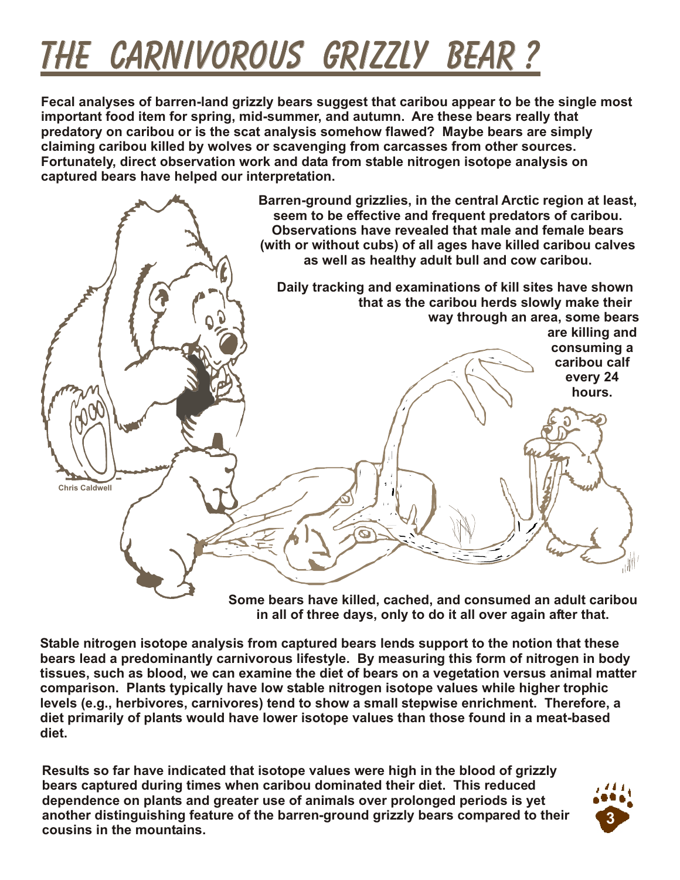# THE CARNIVOROUS GRIZZLY BEAR ?

**Fecal analyses of barren-land grizzly bears suggest that caribou appear to be the single most important food item for spring, mid-summer, and autumn. Are these bears really that predatory on caribou or is the scat analysis somehow flawed? Maybe bears are simply claiming caribou killed by wolves or scavenging from carcasses from other sources. Fortunately, direct observation work and data from stable nitrogen isotope analysis on captured bears have helped our interpretation.**

**Barren-ground grizzlies, in the central Arctic region at least, seem to be effective and frequent predators of caribou. Observations have revealed that male and female bears (with or without cubs) of all ages have killed caribou calves as well as healthy adult bull and cow caribou.**

**Daily tracking and examinations of kill sites have shown that as the caribou herds slowly make their way through an area, some bears are killing and consuming a caribou calf every 24 hours.**

Chris Caldwell

**Some bears have killed, cached, and consumed an adult caribou in all of three days, only to do it all over again after that.**

**Stable nitrogen isotope analysis from captured bears lends support to the notion that these bears lead a predominantly carnivorous lifestyle. By measuring this form of nitrogen in body tissues, such as blood, we can examine the diet of bears on a vegetation versus animal matter comparison. Plants typically have low stable nitrogen isotope values while higher trophic levels (e.g., herbivores, carnivores) tend to show a small stepwise enrichment. Therefore, a diet primarily of plants would have lower isotope values than those found in a meat-based diet.**

**Results so far have indicated that isotope values were high in the blood of grizzly bears captured during times when caribou dominated their diet. This reduced dependence on plants and greater use of animals over prolonged periods is yet another distinguishing feature of the barren-ground grizzly bears compared to their cousins in the mountains.**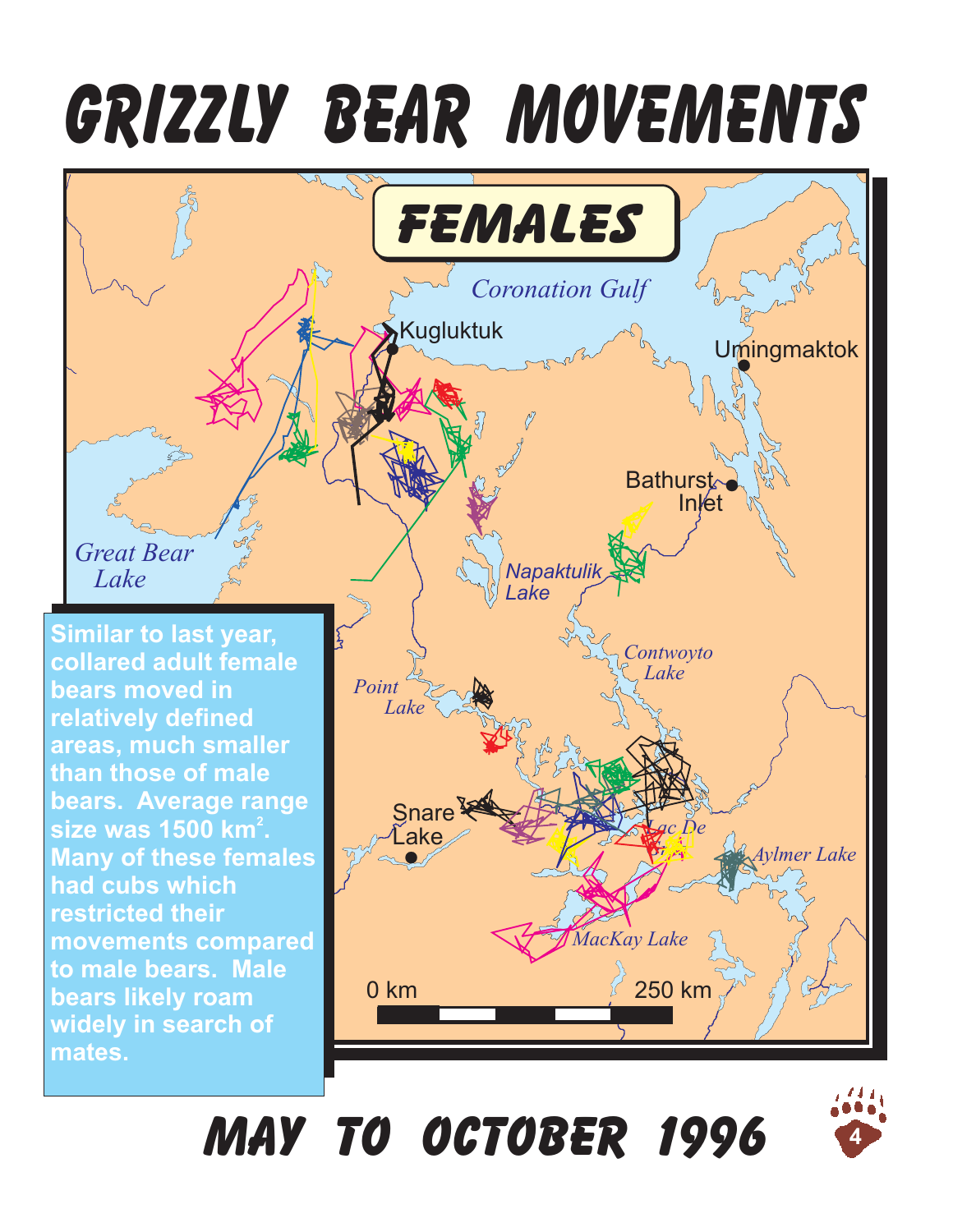# GRIZZLY BEAR MOVEMENTS

## FEMALES

Coronation Gulf

Kugluktuk

Umingmaktok

Bathurst Inlet

Great Bear Lake

Napaktulik Lake

Contwoyto Lake

Point Lake

Snare Lake

Lac De Gras

Aylmer Lake

MacKay Lake

0 km 250 km

**Similar to last year, collared adult female bears moved in relatively defined areas, much smaller than those of male bears. Average range size was 1500 km$^2$. Many of these females had cubs which restricted their movements compared to male bears. Male bears likely roam widely in search of mates.**

## MAY TO OCTOBER 1996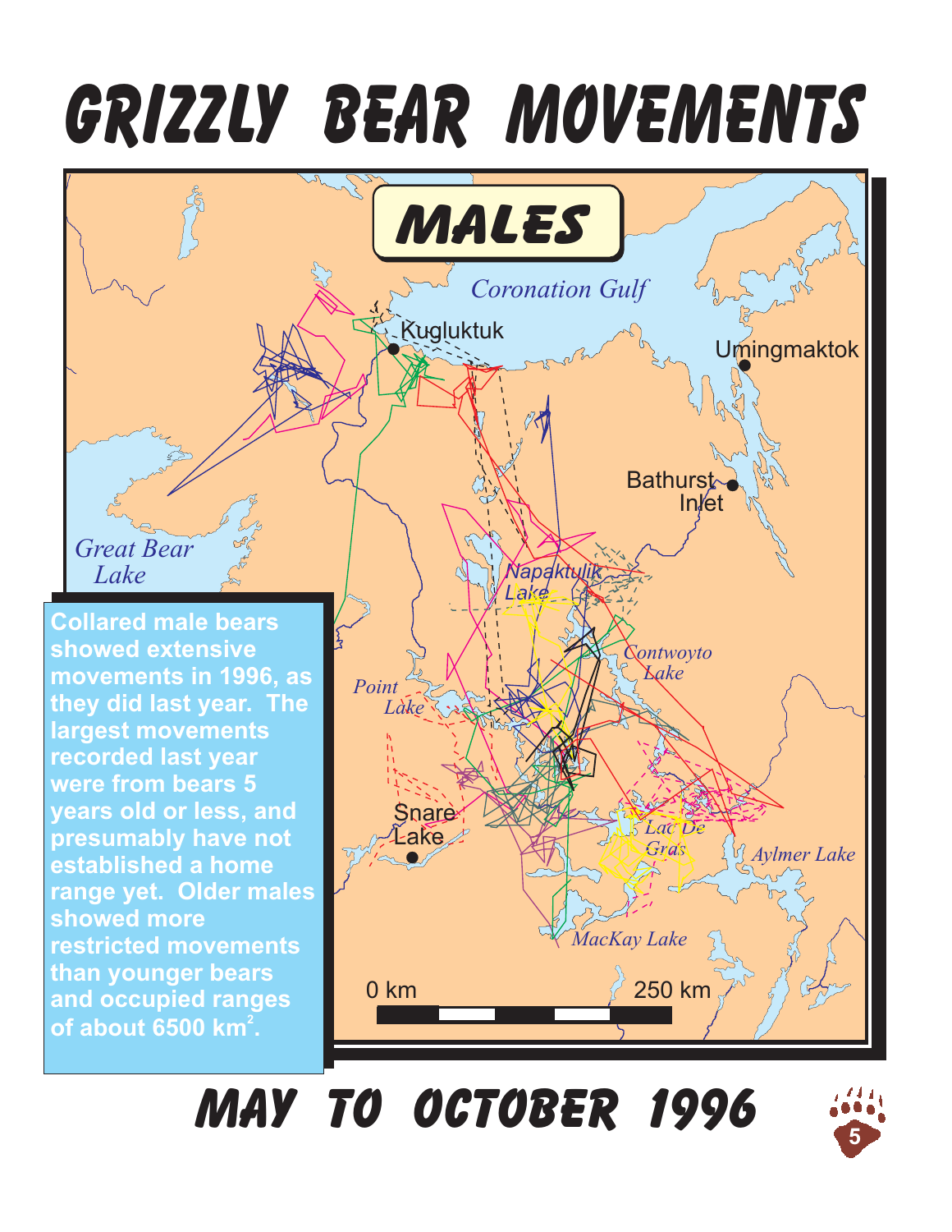# GRIZZLY BEAR MOVEMENTS

## MALES

Collared male bears showed extensive movements in 1996, as they did last year. The largest movements recorded last year were from bears 5 years old or less, and presumably have not established a home range yet. Older males showed more restricted movements than younger bears and occupied ranges of about 6500 km$^2$.

## MAY TO OCTOBER 1996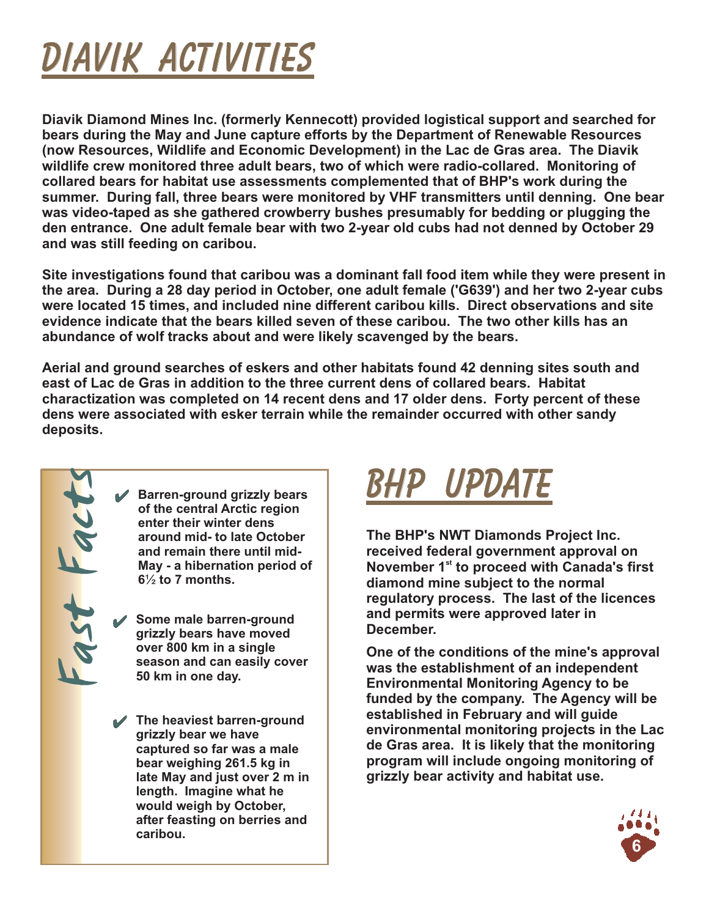# DIAVIK ACTIVITIES

**Diavik Diamond Mines Inc. (formerly Kennecott) provided logistical support and searched for bears during the May and June capture efforts by the Department of Renewable Resources (now Resources, Wildlife and Economic Development) in the Lac de Gras area. The Diavik wildlife crew monitored three adult bears, two of which were radio-collared. Monitoring of collared bears for habitat use assessments complemented that of BHP's work during the summer. During fall, three bears were monitored by VHF transmitters until denning. One bear was video-taped as she gathered crowberry bushes presumably for bedding or plugging the den entrance. One adult female bear with two 2-year old cubs had not denned by October 29 and was still feeding on caribou.**

**Site investigations found that caribou was a dominant fall food item while they were present in the area. During a 28 day period in October, one adult female ('G639') and her two 2-year cubs were located 15 times, and included nine different caribou kills. Direct observations and site evidence indicate that the bears killed seven of these caribou. The two other kills has an abundance of wolf tracks about and were likely scavenged by the bears.**

**Aerial and ground searches of eskers and other habitats found 42 denning sites south and east of Lac de Gras in addition to the three current dens of collared bears. Habitat charactization was completed on 14 recent dens and 17 older dens. Forty percent of these dens were associated with esker terrain while the remainder occurred with other sandy deposits.**

## Fast Facts

- **Barren-ground grizzly bears of the central Arctic region enter their winter dens around mid- to late October and remain there until mid-May - a hibernation period of 6½ to 7 months.**
- **Some male barren-ground grizzly bears have moved over 800 km in a single season and can easily cover 50 km in one day.**
- **The heaviest barren-ground grizzly bear we have captured so far was a male bear weighing 261.5 kg in late May and just over 2 m in length. Imagine what he would weigh by October, after feasting on berries and caribou.**

# BHP UPDATE

**The BHP's NWT Diamonds Project Inc. received federal government approval on November 1st to proceed with Canada's first diamond mine subject to the normal regulatory process. The last of the licences and permits were approved later in December.**

**One of the conditions of the mine's approval was the establishment of an independent Environmental Monitoring Agency to be funded by the company. The Agency will be established in February and will guide environmental monitoring projects in the Lac de Gras area. It is likely that the monitoring program will include ongoing monitoring of grizzly bear activity and habitat use.**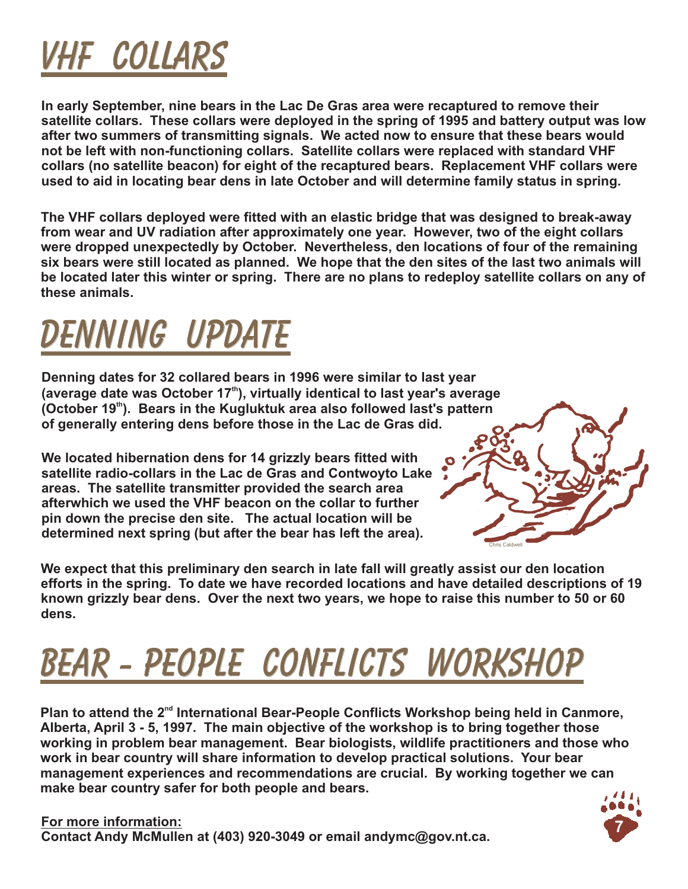# VHF COLLARS

**In early September, nine bears in the Lac De Gras area were recaptured to remove their satellite collars. These collars were deployed in the spring of 1995 and battery output was low after two summers of transmitting signals. We acted now to ensure that these bears would not be left with non-functioning collars. Satellite collars were replaced with standard VHF collars (no satellite beacon) for eight of the recaptured bears. Replacement VHF collars were used to aid in locating bear dens in late October and will determine family status in spring.**

**The VHF collars deployed were fitted with an elastic bridge that was designed to break-away from wear and UV radiation after approximately one year. However, two of the eight collars were dropped unexpectedly by October. Nevertheless, den locations of four of the remaining six bears were still located as planned. We hope that the den sites of the last two animals will be located later this winter or spring. There are no plans to redeploy satellite collars on any of these animals.**

# DENNING UPDATE

**Denning dates for 32 collared bears in 1996 were similar to last year (average date was October 17th), virtually identical to last year's average (October 19th). Bears in the Kugluktuk area also followed last's pattern of generally entering dens before those in the Lac de Gras did.**

**We located hibernation dens for 14 grizzly bears fitted with satellite radio-collars in the Lac de Gras and Contwoyto Lake areas. The satellite transmitter provided the search area afterwhich we used the VHF beacon on the collar to further pin down the precise den site. The actual location will be determined next spring (but after the bear has left the area).**

Chris Caldwell

**We expect that this preliminary den search in late fall will greatly assist our den location efforts in the spring. To date we have recorded locations and have detailed descriptions of 19 known grizzly bear dens. Over the next two years, we hope to raise this number to 50 or 60 dens.**

# BEAR - PEOPLE CONFLICTS WORKSHOP

**Plan to attend the 2nd International Bear-People Conflicts Workshop being held in Canmore, Alberta, April 3 - 5, 1997. The main objective of the workshop is to bring together those working in problem bear management. Bear biologists, wildlife practitioners and those who work in bear country will share information to develop practical solutions. Your bear management experiences and recommendations are crucial. By working together we can make bear country safer for both people and bears.**

**For more information:**
**Contact Andy McMullen at (403) 920-3049 or email andymc@gov.nt.ca.**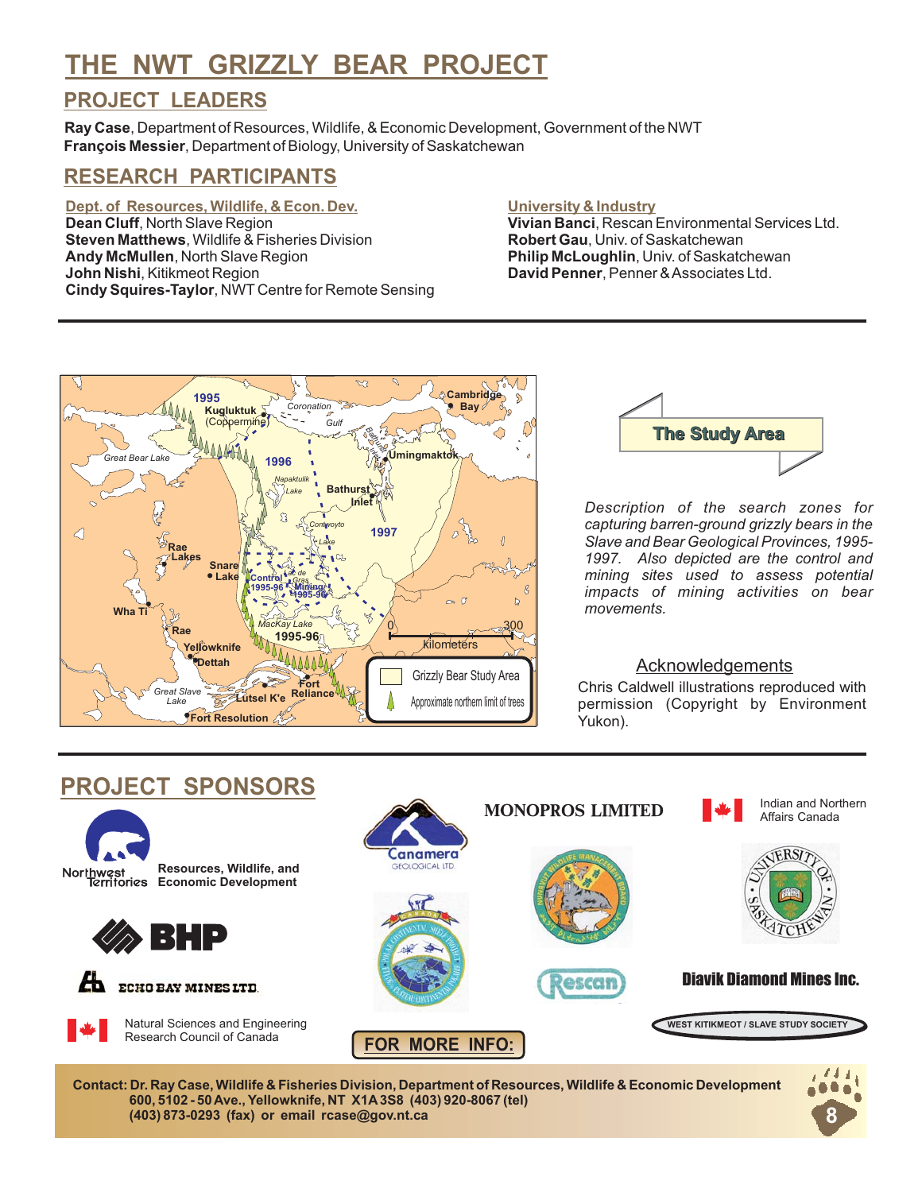# THE NWT GRIZZLY BEAR PROJECT

## PROJECT LEADERS

**Ray Case**, Department of Resources, Wildlife, & Economic Development, Government of the NWT
**François Messier**, Department of Biology, University of Saskatchewan

## RESEARCH PARTICIPANTS

**Dept. of Resources, Wildlife, & Econ. Dev.**
**Dean Cluff**, North Slave Region
**Steven Matthews**, Wildlife & Fisheries Division
**Andy McMullen**, North Slave Region
**John Nishi**, Kitikmeot Region
**Cindy Squires-Taylor**, NWT Centre for Remote Sensing

**University & Industry**
**Vivian Banci**, Rescan Environmental Services Ltd.
**Robert Gau**, Univ. of Saskatchewan
**Philip McLoughlin**, Univ. of Saskatchewan
**David Penner**, Penner & Associates Ltd.

1995
Kugluktuk (Coppermine)
Coronation Gulf
Cambridge Bay
Great Bear Lake
1996
Bathurst Inlet
Umingmaktok
Napaktulik Lake
Bathurst Inlet
Contwoyto Lake
1997
Rae Lakes
Snare Lake
Control 1995-96
Lac de Gras
Mining 1995-96
Wha Ti
Rae
Yellowknife
Dettah
MacKay Lake
1995-96
0 300 kilometers
Great Slave Lake
Lutsel K'e
Fort Reliance
Fort Resolution
Grizzly Bear Study Area
Approximate northern limit of trees

**The Study Area**

*Description of the search zones for capturing barren-ground grizzly bears in the Slave and Bear Geological Provinces, 1995-1997. Also depicted are the control and mining sites used to assess potential impacts of mining activities on bear movements.*

### Acknowledgements

Chris Caldwell illustrations reproduced with permission (Copyright by Environment Yukon).

## PROJECT SPONSORS

Northwest Territories Resources, Wildlife, and Economic Development
BHP
Echo Bay Mines Ltd.
Natural Sciences and Engineering Research Council of Canada
Canamera Geological Ltd.
Polar Continental Shelf Project
Monopros Limited
Nunavut Wildlife Management Board
Rescan
Indian and Northern Affairs Canada
University of Saskatchewan
Diavik Diamond Mines Inc.
West Kitikmeot / Slave Study Society

**FOR MORE INFO:**

**Contact: Dr. Ray Case, Wildlife & Fisheries Division, Department of Resources, Wildlife & Economic Development 600, 5102 - 50 Ave., Yellowknife, NT X1A 3S8 (403) 920-8067 (tel) (403) 873-0293 (fax) or email rcase@gov.nt.ca**